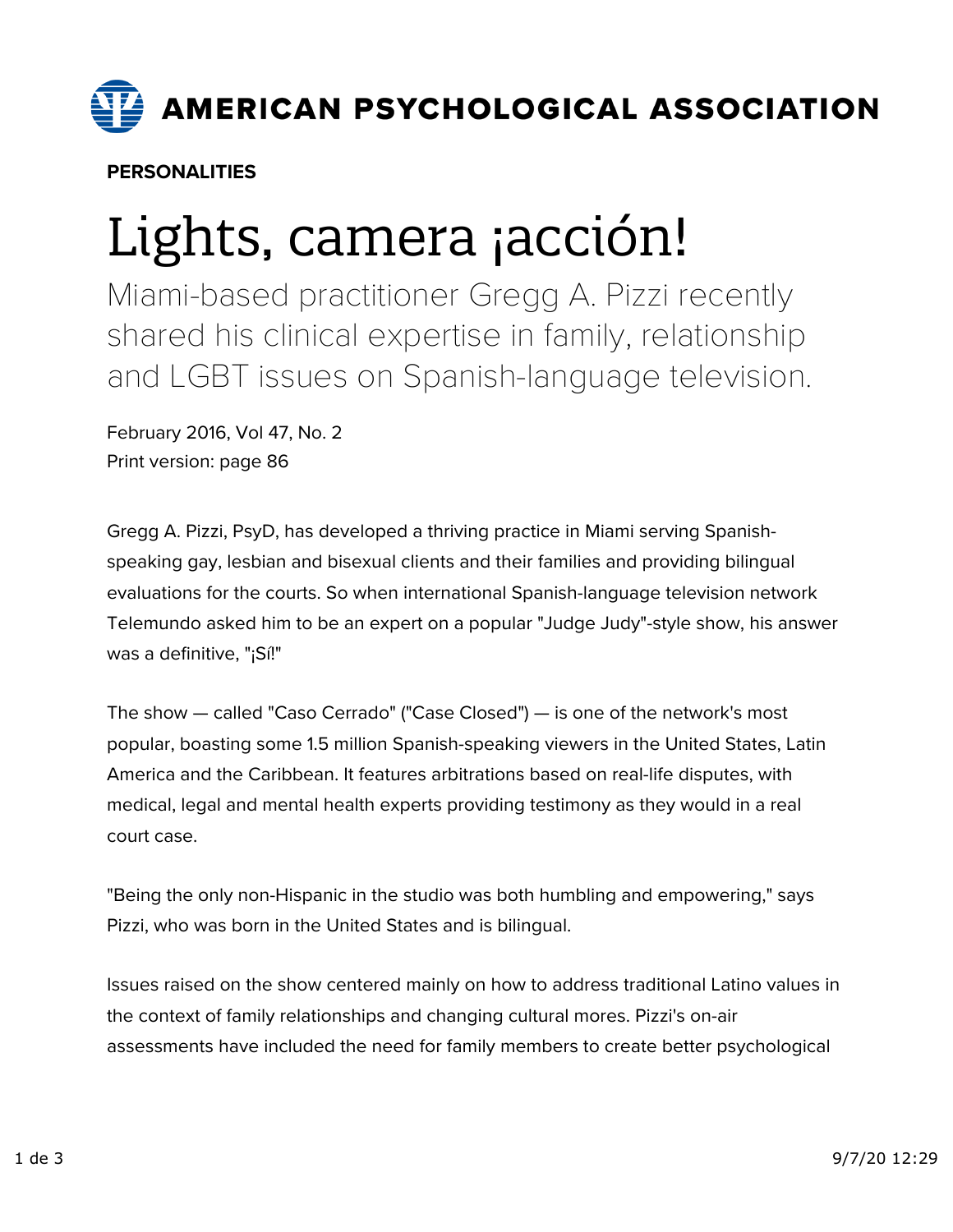AMERICAN PSYCHOLOGICAL ASSOCIATION

**PERSONALITIES**

# Lights, camera ¡acción!

Miami-based practitioner Gregg A. Pizzi recently shared his clinical expertise in family, relationship and LGBT issues on Spanish-language television.

February 2016, Vol 47, No. 2
Print version: page 86

Gregg A. Pizzi, PsyD, has developed a thriving practice in Miami serving Spanish-speaking gay, lesbian and bisexual clients and their families and providing bilingual evaluations for the courts. So when international Spanish-language television network Telemundo asked him to be an expert on a popular "Judge Judy"-style show, his answer was a definitive, "¡Sí!"

The show — called "Caso Cerrado" ("Case Closed") — is one of the network's most popular, boasting some 1.5 million Spanish-speaking viewers in the United States, Latin America and the Caribbean. It features arbitrations based on real-life disputes, with medical, legal and mental health experts providing testimony as they would in a real court case.

"Being the only non-Hispanic in the studio was both humbling and empowering," says Pizzi, who was born in the United States and is bilingual.

Issues raised on the show centered mainly on how to address traditional Latino values in the context of family relationships and changing cultural mores. Pizzi's on-air assessments have included the need for family members to create better psychological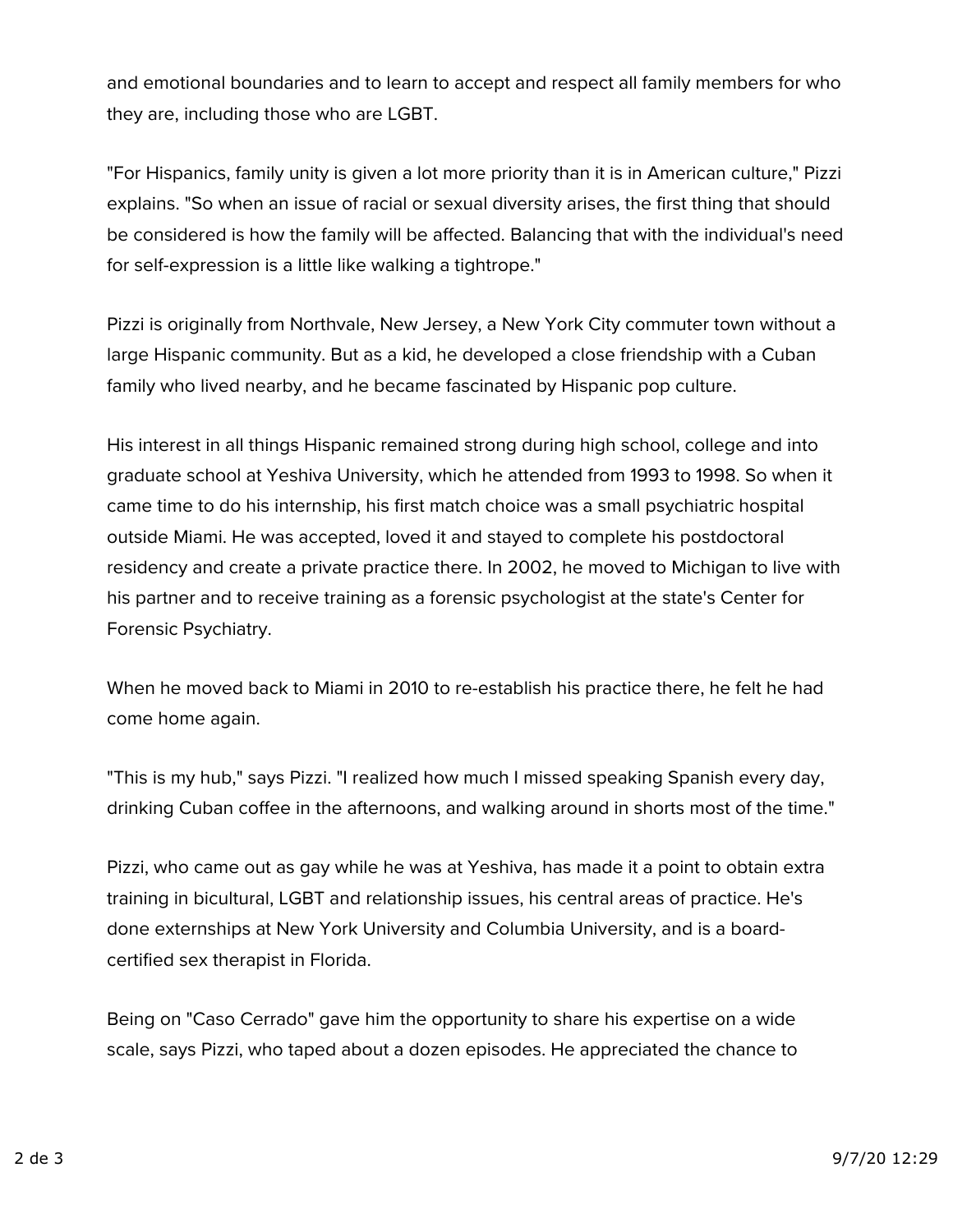and emotional boundaries and to learn to accept and respect all family members for who they are, including those who are LGBT.

"For Hispanics, family unity is given a lot more priority than it is in American culture," Pizzi explains. "So when an issue of racial or sexual diversity arises, the first thing that should be considered is how the family will be affected. Balancing that with the individual's need for self-expression is a little like walking a tightrope."

Pizzi is originally from Northvale, New Jersey, a New York City commuter town without a large Hispanic community. But as a kid, he developed a close friendship with a Cuban family who lived nearby, and he became fascinated by Hispanic pop culture.

His interest in all things Hispanic remained strong during high school, college and into graduate school at Yeshiva University, which he attended from 1993 to 1998. So when it came time to do his internship, his first match choice was a small psychiatric hospital outside Miami. He was accepted, loved it and stayed to complete his postdoctoral residency and create a private practice there. In 2002, he moved to Michigan to live with his partner and to receive training as a forensic psychologist at the state's Center for Forensic Psychiatry.

When he moved back to Miami in 2010 to re-establish his practice there, he felt he had come home again.

"This is my hub," says Pizzi. "I realized how much I missed speaking Spanish every day, drinking Cuban coffee in the afternoons, and walking around in shorts most of the time."

Pizzi, who came out as gay while he was at Yeshiva, has made it a point to obtain extra training in bicultural, LGBT and relationship issues, his central areas of practice. He's done externships at New York University and Columbia University, and is a board-certified sex therapist in Florida.

Being on "Caso Cerrado" gave him the opportunity to share his expertise on a wide scale, says Pizzi, who taped about a dozen episodes. He appreciated the chance to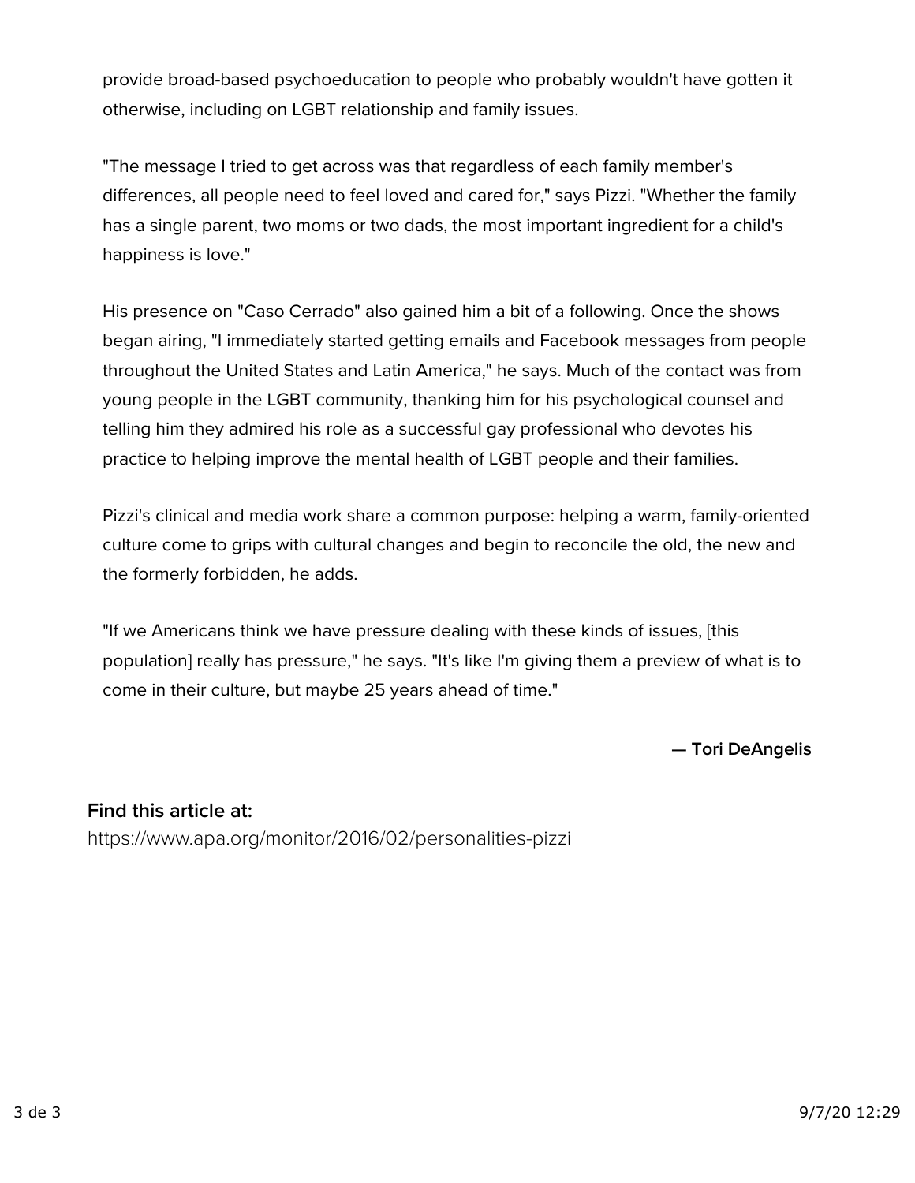provide broad-based psychoeducation to people who probably wouldn't have gotten it otherwise, including on LGBT relationship and family issues.

"The message I tried to get across was that regardless of each family member's differences, all people need to feel loved and cared for," says Pizzi. "Whether the family has a single parent, two moms or two dads, the most important ingredient for a child's happiness is love."

His presence on "Caso Cerrado" also gained him a bit of a following. Once the shows began airing, "I immediately started getting emails and Facebook messages from people throughout the United States and Latin America," he says. Much of the contact was from young people in the LGBT community, thanking him for his psychological counsel and telling him they admired his role as a successful gay professional who devotes his practice to helping improve the mental health of LGBT people and their families.

Pizzi's clinical and media work share a common purpose: helping a warm, family-oriented culture come to grips with cultural changes and begin to reconcile the old, the new and the formerly forbidden, he adds.

"If we Americans think we have pressure dealing with these kinds of issues, [this population] really has pressure," he says. "It's like I'm giving them a preview of what is to come in their culture, but maybe 25 years ahead of time."

**— Tori DeAngelis**

---

**Find this article at:**
https://www.apa.org/monitor/2016/02/personalities-pizzi